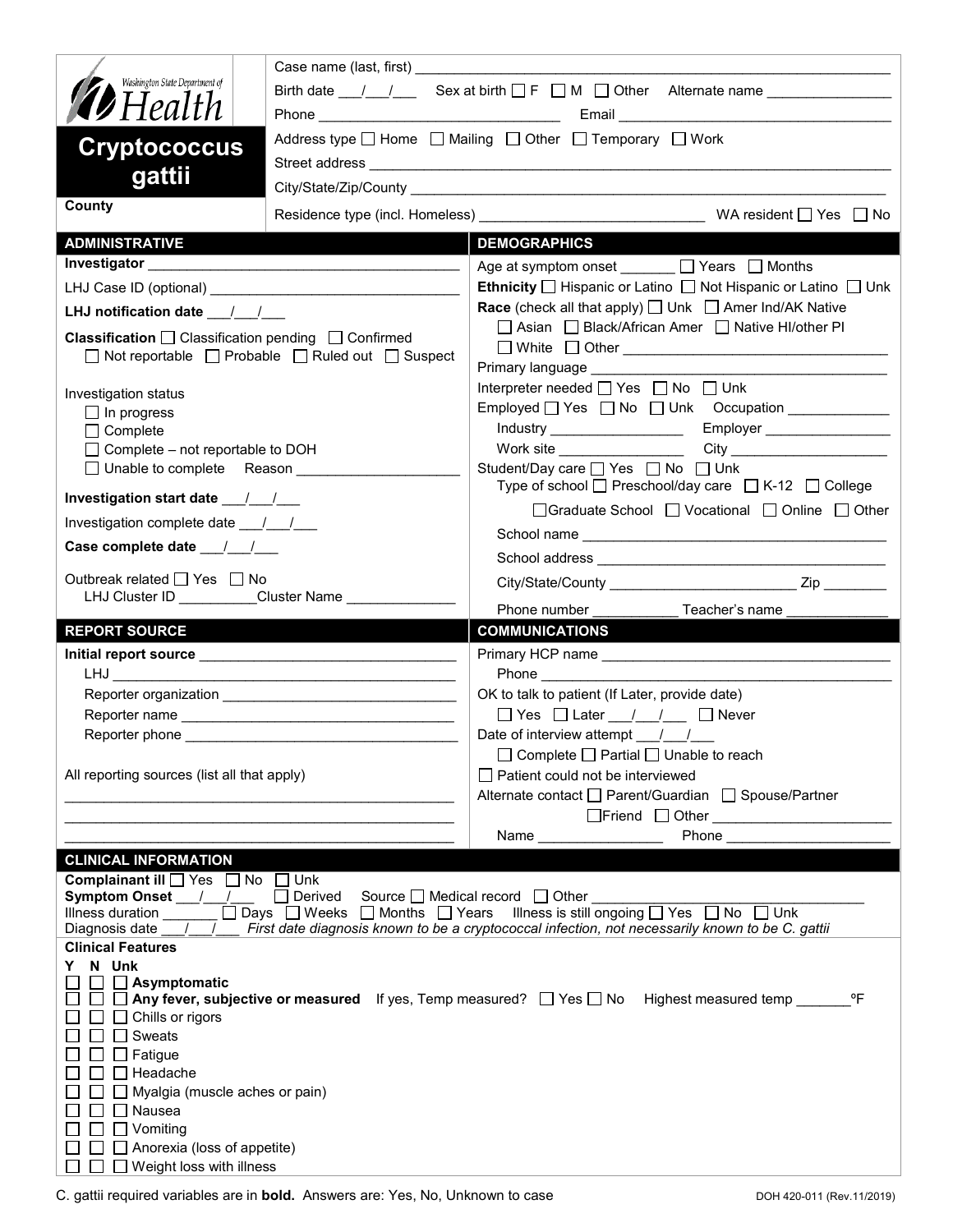Washington State Department of Health

# Cryptococcus gattii

County

Case name (last, first) ____________________

Birth date \_\_\_/\_\_\_/\_\_\_ Sex at birth ☐ F ☐ M ☐ Other Alternate name ____________

Phone ____________ Email ____________

Address type ☐ Home ☐ Mailing ☐ Other ☐ Temporary ☐ Work

Street address ____________________

City/State/Zip/County ____________________

Residence type (incl. Homeless) ____________ WA resident ☐ Yes ☐ No

## ADMINISTRATIVE

**Investigator** ____________________

LHJ Case ID (optional) ____________________

**LHJ notification date** \_\_\_/\_\_\_/\_\_\_

**Classification** ☐ Classification pending ☐ Confirmed ☐ Not reportable ☐ Probable ☐ Ruled out ☐ Suspect

Investigation status
- ☐ In progress
- ☐ Complete
- ☐ Complete – not reportable to DOH
- ☐ Unable to complete Reason ____________

**Investigation start date** \_\_\_/\_\_\_/\_\_\_

Investigation complete date \_\_\_/\_\_\_/\_\_\_

**Case complete date** \_\_\_/\_\_\_/\_\_\_

Outbreak related ☐ Yes ☐ No
LHJ Cluster ID ________ Cluster Name ____________

## DEMOGRAPHICS

Age at symptom onset _______ ☐ Years ☐ Months

**Ethnicity** ☐ Hispanic or Latino ☐ Not Hispanic or Latino ☐ Unk

**Race** (check all that apply) ☐ Unk ☐ Amer Ind/AK Native ☐ Asian ☐ Black/African Amer ☐ Native HI/other PI ☐ White ☐ Other ____________

Primary language ____________

Interpreter needed ☐ Yes ☐ No ☐ Unk

Employed ☐ Yes ☐ No ☐ Unk Occupation ____________

Industry ____________ Employer ____________

Work site ____________ City ____________

Student/Day care ☐ Yes ☐ No ☐ Unk
Type of school ☐ Preschool/day care ☐ K-12 ☐ College ☐ Graduate School ☐ Vocational ☐ Online ☐ Other

School name ____________

School address ____________

City/State/County ____________ Zip ________

Phone number ____________ Teacher's name ____________

## REPORT SOURCE

**Initial report source** ____________
- LHJ ____________
- Reporter organization ____________
- Reporter name ____________
- Reporter phone ____________

All reporting sources (list all that apply)

____________________

## COMMUNICATIONS

Primary HCP name ____________
Phone ____________

OK to talk to patient (If Later, provide date)
☐ Yes ☐ Later \_\_\_/\_\_\_/\_\_\_ ☐ Never

Date of interview attempt \_\_\_/\_\_\_/\_\_\_
☐ Complete ☐ Partial ☐ Unable to reach

☐ Patient could not be interviewed

Alternate contact ☐ Parent/Guardian ☐ Spouse/Partner ☐ Friend ☐ Other ____________

Name ____________ Phone ____________

## CLINICAL INFORMATION

**Complainant ill** ☐ Yes ☐ No ☐ Unk

**Symptom Onset** \_\_\_/\_\_\_/\_\_\_ ☐ Derived Source ☐ Medical record ☐ Other ____________

Illness duration _______ ☐ Days ☐ Weeks ☐ Months ☐ Years Illness is still ongoing ☐ Yes ☐ No ☐ Unk

Diagnosis date \_\_\_/\_\_\_/\_\_\_ *First date diagnosis known to be a cryptococcal infection, not necessarily known to be C. gattii*

### Clinical Features

| Y | N | Unk | |
|---|---|---|---|
| ☐ | ☐ | ☐ | **Asymptomatic** |
| ☐ | ☐ | ☐ | **Any fever, subjective or measured** If yes, Temp measured? ☐ Yes ☐ No Highest measured temp _______ºF |
| ☐ | ☐ | ☐ | Chills or rigors |
| ☐ | ☐ | ☐ | Sweats |
| ☐ | ☐ | ☐ | Fatigue |
| ☐ | ☐ | ☐ | Headache |
| ☐ | ☐ | ☐ | Myalgia (muscle aches or pain) |
| ☐ | ☐ | ☐ | Nausea |
| ☐ | ☐ | ☐ | Vomiting |
| ☐ | ☐ | ☐ | Anorexia (loss of appetite) |
| ☐ | ☐ | ☐ | Weight loss with illness |

C. gattii required variables are in **bold**. Answers are: Yes, No, Unknown to case

DOH 420-011 (Rev.11/2019)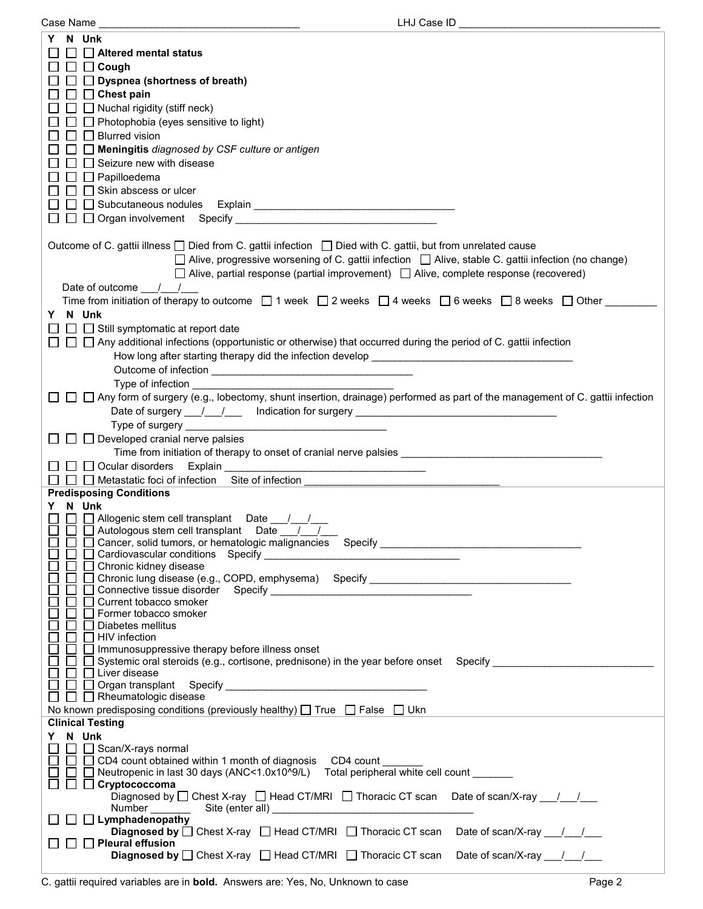Case Name ___________________________________ LHJ Case ID ___________________________________

| Y | N | Unk | |
|---|---|---|---|
| ☐ | ☐ | ☐ | **Altered mental status** |
| ☐ | ☐ | ☐ | **Cough** |
| ☐ | ☐ | ☐ | **Dyspnea (shortness of breath)** |
| ☐ | ☐ | ☐ | **Chest pain** |
| ☐ | ☐ | ☐ | Nuchal rigidity (stiff neck) |
| ☐ | ☐ | ☐ | Photophobia (eyes sensitive to light) |
| ☐ | ☐ | ☐ | Blurred vision |
| ☐ | ☐ | ☐ | **Meningitis** *diagnosed by CSF culture or antigen* |
| ☐ | ☐ | ☐ | Seizure new with disease |
| ☐ | ☐ | ☐ | Papilloedema |
| ☐ | ☐ | ☐ | Skin abscess or ulcer |
| ☐ | ☐ | ☐ | Subcutaneous nodules Explain ___________________________________ |
| ☐ | ☐ | ☐ | Organ involvement Specify ___________________________________ |

Outcome of C. gattii illness ☐ Died from C. gattii infection ☐ Died with C. gattii, but from unrelated cause
☐ Alive, progressive worsening of C. gattii infection ☐ Alive, stable C. gattii infection (no change)
☐ Alive, partial response (partial improvement) ☐ Alive, complete response (recovered)

Date of outcome ___/___/___

Time from initiation of therapy to outcome ☐ 1 week ☐ 2 weeks ☐ 4 weeks ☐ 6 weeks ☐ 8 weeks ☐ Other _________

| Y | N | Unk | |
|---|---|---|---|
| ☐ | ☐ | ☐ | Still symptomatic at report date |
| ☐ | ☐ | ☐ | Any additional infections (opportunistic or otherwise) that occurred during the period of C. gattii infection<br>How long after starting therapy did the infection develop ___________________________________<br>Outcome of infection ___________________________________<br>Type of infection ___________________________________ |
| ☐ | ☐ | ☐ | Any form of surgery (e.g., lobectomy, shunt insertion, drainage) performed as part of the management of C. gattii infection<br>Date of surgery ___/___/___ Indication for surgery ___________________________________<br>Type of surgery ___________________________________ |
| ☐ | ☐ | ☐ | Developed cranial nerve palsies<br>Time from initiation of therapy to onset of cranial nerve palsies ___________________________________ |
| ☐ | ☐ | ☐ | Ocular disorders Explain ___________________________________ |
| ☐ | ☐ | ☐ | Metastatic foci of infection Site of infection ___________________________________ |

## Predisposing Conditions

| Y | N | Unk | |
|---|---|---|---|
| ☐ | ☐ | ☐ | Allogenic stem cell transplant Date ___/___/___ |
| ☐ | ☐ | ☐ | Autologous stem cell transplant Date ___/___/___ |
| ☐ | ☐ | ☐ | Cancer, solid tumors, or hematologic malignancies Specify ___________________________________ |
| ☐ | ☐ | ☐ | Cardiovascular conditions Specify ___________________________________ |
| ☐ | ☐ | ☐ | Chronic kidney disease |
| ☐ | ☐ | ☐ | Chronic lung disease (e.g., COPD, emphysema) Specify ___________________________________ |
| ☐ | ☐ | ☐ | Connective tissue disorder Specify ___________________________________ |
| ☐ | ☐ | ☐ | Current tobacco smoker |
| ☐ | ☐ | ☐ | Former tobacco smoker |
| ☐ | ☐ | ☐ | Diabetes mellitus |
| ☐ | ☐ | ☐ | HIV infection |
| ☐ | ☐ | ☐ | Immunosuppressive therapy before illness onset |
| ☐ | ☐ | ☐ | Systemic oral steroids (e.g., cortisone, prednisone) in the year before onset Specify ___________________________ |
| ☐ | ☐ | ☐ | Liver disease |
| ☐ | ☐ | ☐ | Organ transplant Specify ___________________________________ |
| ☐ | ☐ | ☐ | Rheumatologic disease |

No known predisposing conditions (previously healthy) ☐ True ☐ False ☐ Ukn

## Clinical Testing

| Y | N | Unk | |
|---|---|---|---|
| ☐ | ☐ | ☐ | Scan/X-rays normal |
| ☐ | ☐ | ☐ | CD4 count obtained within 1 month of diagnosis CD4 count _______ |
| ☐ | ☐ | ☐ | Neutropenic in last 30 days (ANC<1.0x10^9/L) Total peripheral white cell count _______ |
| ☐ | ☐ | ☐ | **Cryptococcoma**<br>Diagnosed by ☐ Chest X-ray ☐ Head CT/MRI ☐ Thoracic CT scan Date of scan/X-ray ___/___/___<br>Number _______ Site (enter all) ___________________________________ |
| ☐ | ☐ | ☐ | **Lymphadenopathy**<br>**Diagnosed by** ☐ Chest X-ray ☐ Head CT/MRI ☐ Thoracic CT scan Date of scan/X-ray ___/___/___ |
| ☐ | ☐ | ☐ | **Pleural effusion**<br>**Diagnosed by** ☐ Chest X-ray ☐ Head CT/MRI ☐ Thoracic CT scan Date of scan/X-ray ___/___/___ |

C. gattii required variables are in **bold**. Answers are: Yes, No, Unknown to case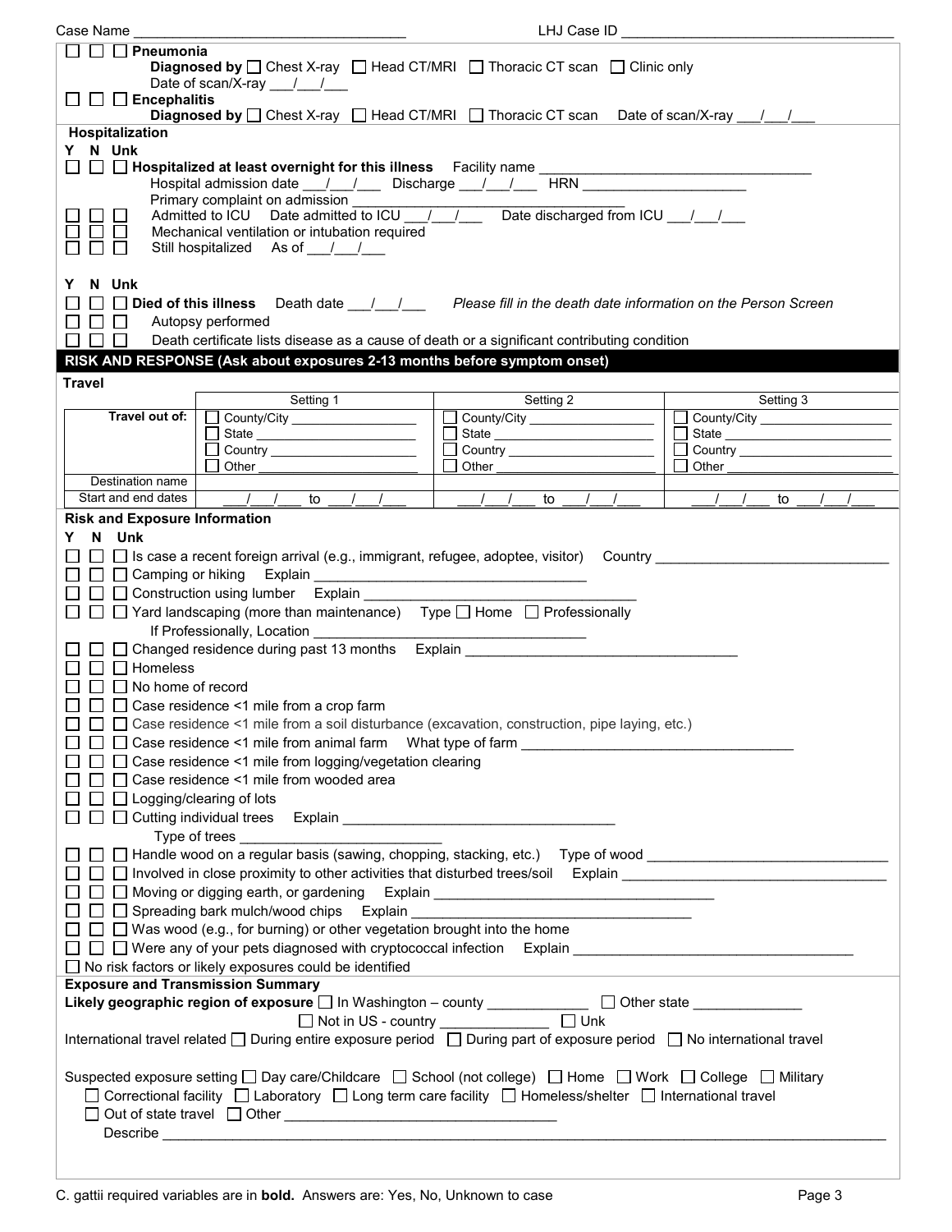Case Name ______________________________ LHJ Case ID ______________________________

☐ ☐ ☐ **Pneumonia**
**Diagnosed by** ☐ Chest X-ray ☐ Head CT/MRI ☐ Thoracic CT scan ☐ Clinic only
Date of scan/X-ray ___/___/___

☐ ☐ ☐ **Encephalitis**
**Diagnosed by** ☐ Chest X-ray ☐ Head CT/MRI ☐ Thoracic CT scan Date of scan/X-ray ___/___/___

**Hospitalization**

Y N Unk

☐ ☐ ☐ **Hospitalized at least overnight for this illness** Facility name ______________________________
Hospital admission date ___/___/___ Discharge ___/___/___ HRN ____________________
Primary complaint on admission ______________________________

☐ ☐ ☐ Admitted to ICU Date admitted to ICU ___/___/___ Date discharged from ICU ___/___/___

☐ ☐ ☐ Mechanical ventilation or intubation required

☐ ☐ ☐ Still hospitalized As of ___/___/___

Y N Unk

☐ ☐ ☐ **Died of this illness** Death date ___/___/___ *Please fill in the death date information on the Person Screen*

☐ ☐ ☐ Autopsy performed

☐ ☐ ☐ Death certificate lists disease as a cause of death or a significant contributing condition

## RISK AND RESPONSE (Ask about exposures 2-13 months before symptom onset)

**Travel**

| | Setting 1 | Setting 2 | Setting 3 |
|---|---|---|---|
| **Travel out of:** | ☐ County/City ________ ☐ State ________ ☐ Country ________ ☐ Other ________ | ☐ County/City ________ ☐ State ________ ☐ Country ________ ☐ Other ________ | ☐ County/City ________ ☐ State ________ ☐ Country ________ ☐ Other ________ |
| Destination name | | | |
| Start and end dates | ___/___/___ to ___/___/___ | ___/___/___ to ___/___/___ | ___/___/___ to ___/___/___ |

**Risk and Exposure Information**

Y N Unk

☐ ☐ ☐ Is case a recent foreign arrival (e.g., immigrant, refugee, adoptee, visitor) Country ______________________________

☐ ☐ ☐ Camping or hiking Explain ______________________________

☐ ☐ ☐ Construction using lumber Explain ______________________________

☐ ☐ ☐ Yard landscaping (more than maintenance) Type ☐ Home ☐ Professionally
If Professionally, Location ______________________________

☐ ☐ ☐ Changed residence during past 13 months Explain ______________________________

☐ ☐ ☐ Homeless

☐ ☐ ☐ No home of record

☐ ☐ ☐ Case residence <1 mile from a crop farm

☐ ☐ ☐ Case residence <1 mile from a soil disturbance (excavation, construction, pipe laying, etc.)

☐ ☐ ☐ Case residence <1 mile from animal farm What type of farm ______________________________

☐ ☐ ☐ Case residence <1 mile from logging/vegetation clearing

☐ ☐ ☐ Case residence <1 mile from wooded area

☐ ☐ ☐ Logging/clearing of lots

☐ ☐ ☐ Cutting individual trees Explain ______________________________
Type of trees ______________________________

☐ ☐ ☐ Handle wood on a regular basis (sawing, chopping, stacking, etc.) Type of wood ______________________________

☐ ☐ ☐ Involved in close proximity to other activities that disturbed trees/soil Explain ______________________________

☐ ☐ ☐ Moving or digging earth, or gardening Explain ______________________________

☐ ☐ ☐ Spreading bark mulch/wood chips Explain ______________________________

☐ ☐ ☐ Was wood (e.g., for burning) or other vegetation brought into the home

☐ ☐ ☐ Were any of your pets diagnosed with cryptococcal infection Explain ______________________________

☐ No risk factors or likely exposures could be identified

**Exposure and Transmission Summary**

**Likely geographic region of exposure** ☐ In Washington – county ____________ ☐ Other state ____________
☐ Not in US - country ____________ ☐ Unk

International travel related ☐ During entire exposure period ☐ During part of exposure period ☐ No international travel

Suspected exposure setting ☐ Day care/Childcare ☐ School (not college) ☐ Home ☐ Work ☐ College ☐ Military
☐ Correctional facility ☐ Laboratory ☐ Long term care facility ☐ Homeless/shelter ☐ International travel
☐ Out of state travel ☐ Other ______________________________
Describe ______________________________

C. gattii required variables are in **bold**. Answers are: Yes, No, Unknown to case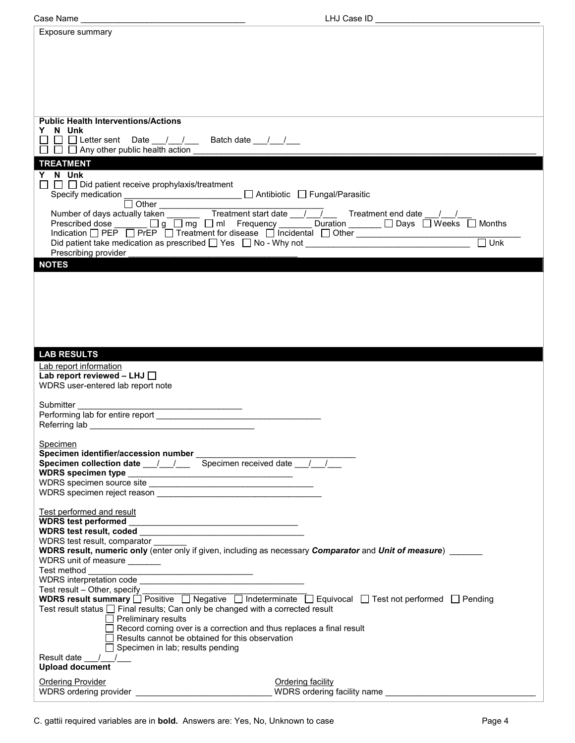Case Name ___________________________________ LHJ Case ID ___________________________________

Exposure summary

**Public Health Interventions/Actions**

**Y N Unk**

☐ ☐ ☐ Letter sent Date ___/___/___ Batch date ___/___/___

☐ ☐ ☐ Any other public health action ___________________________________________________________________________

## TREATMENT

**Y N Unk**

☐ ☐ ☐ Did patient receive prophylaxis/treatment

Specify medication _________________________ ☐ Antibiotic ☐ Fungal/Parasitic

☐ Other ___________________________________

Number of days actually taken _______ Treatment start date ___/___/___ Treatment end date ___/___/___

Prescribed dose _______ ☐ g ☐ mg ☐ ml Frequency _______ Duration _______ ☐ Days ☐ Weeks ☐ Months

Indication ☐ PEP ☐ PrEP ☐ Treatment for disease ☐ Incidental ☐ Other ___________________________________

Did patient take medication as prescribed ☐ Yes ☐ No - Why not ___________________________________ ☐ Unk

Prescribing provider ___________________________________

## NOTES

## LAB RESULTS

Lab report information

**Lab report reviewed – LHJ** ☐

WDRS user-entered lab report note

Submitter ___________________________________

Performing lab for entire report ___________________________________

Referring lab ___________________________________

Specimen

**Specimen identifier/accession number** ___________________________________

**Specimen collection date** ___/___/___ Specimen received date ___/___/___

**WDRS specimen type** ___________________________________

WDRS specimen source site ___________________________________

WDRS specimen reject reason ___________________________________

Test performed and result

**WDRS test performed** ___________________________________

**WDRS test result, coded** ___________________________________

WDRS test result, comparator _______

**WDRS result, numeric only** (enter only if given, including as necessary ***Comparator*** and ***Unit of measure***) _______

WDRS unit of measure _______

Test method ___________________________________

WDRS interpretation code ___________________________________

Test result – Other, specify ___________________________________

**WDRS result summary** ☐ Positive ☐ Negative ☐ Indeterminate ☐ Equivocal ☐ Test not performed ☐ Pending

Test result status ☐ Final results; Can only be changed with a corrected result

☐ Preliminary results

☐ Record coming over is a correction and thus replaces a final result

☐ Results cannot be obtained for this observation

☐ Specimen in lab; results pending

Result date ___/___/___

**Upload document**

Ordering Provider

WDRS ordering provider ___________________________________

Ordering facility

WDRS ordering facility name ___________________________________

C. gattii required variables are in **bold.** Answers are: Yes, No, Unknown to case